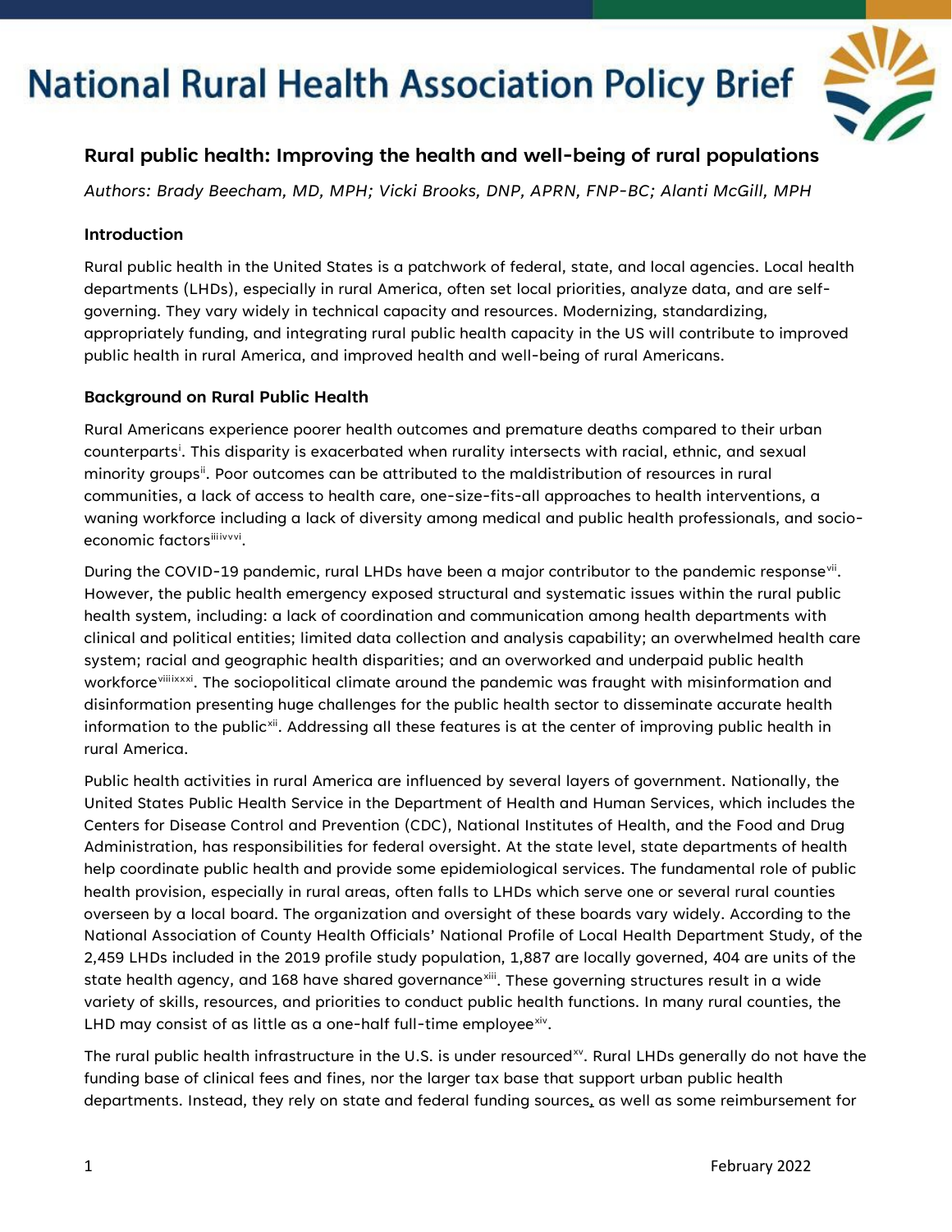# National Rural Health Association Policy Brief

## Rural public health: Improving the health and well-being of rural populations

*Authors: Brady Beecham, MD, MPH; Vicki Brooks, DNP, APRN, FNP-BC; Alanti McGill, MPH*

### Introduction

Rural public health in the United States is a patchwork of federal, state, and local agencies. Local health departments (LHDs), especially in rural America, often set local priorities, analyze data, and are self-governing. They vary widely in technical capacity and resources. Modernizing, standardizing, appropriately funding, and integrating rural public health capacity in the US will contribute to improved public health in rural America, and improved health and well-being of rural Americans.

### Background on Rural Public Health

Rural Americans experience poorer health outcomes and premature deaths compared to their urban counterparts[i]. This disparity is exacerbated when rurality intersects with racial, ethnic, and sexual minority groups[ii]. Poor outcomes can be attributed to the maldistribution of resources in rural communities, a lack of access to health care, one-size-fits-all approaches to health interventions, a waning workforce including a lack of diversity among medical and public health professionals, and socio-economic factors[iii,iv,v,vi].

During the COVID-19 pandemic, rural LHDs have been a major contributor to the pandemic response[vii]. However, the public health emergency exposed structural and systematic issues within the rural public health system, including: a lack of coordination and communication among health departments with clinical and political entities; limited data collection and analysis capability; an overwhelmed health care system; racial and geographic health disparities; and an overworked and underpaid public health workforce[viii,ix,x,xi]. The sociopolitical climate around the pandemic was fraught with misinformation and disinformation presenting huge challenges for the public health sector to disseminate accurate health information to the public[xii]. Addressing all these features is at the center of improving public health in rural America.

Public health activities in rural America are influenced by several layers of government. Nationally, the United States Public Health Service in the Department of Health and Human Services, which includes the Centers for Disease Control and Prevention (CDC), National Institutes of Health, and the Food and Drug Administration, has responsibilities for federal oversight. At the state level, state departments of health help coordinate public health and provide some epidemiological services. The fundamental role of public health provision, especially in rural areas, often falls to LHDs which serve one or several rural counties overseen by a local board. The organization and oversight of these boards vary widely. According to the National Association of County Health Officials' National Profile of Local Health Department Study, of the 2,459 LHDs included in the 2019 profile study population, 1,887 are locally governed, 404 are units of the state health agency, and 168 have shared governance[xiii]. These governing structures result in a wide variety of skills, resources, and priorities to conduct public health functions. In many rural counties, the LHD may consist of as little as a one-half full-time employee[xiv].

The rural public health infrastructure in the U.S. is under resourced[xv]. Rural LHDs generally do not have the funding base of clinical fees and fines, nor the larger tax base that support urban public health departments. Instead, they rely on state and federal funding sources, as well as some reimbursement for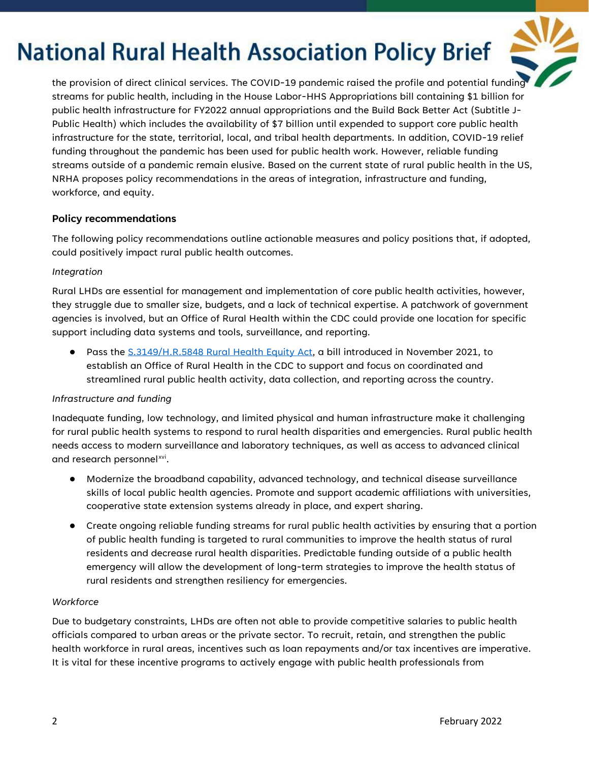the provision of direct clinical services. The COVID-19 pandemic raised the profile and potential funding streams for public health, including in the House Labor-HHS Appropriations bill containing $1 billion for public health infrastructure for FY2022 annual appropriations and the Build Back Better Act (Subtitle J-Public Health) which includes the availability of $7 billion until expended to support core public health infrastructure for the state, territorial, local, and tribal health departments. In addition, COVID-19 relief funding throughout the pandemic has been used for public health work. However, reliable funding streams outside of a pandemic remain elusive. Based on the current state of rural public health in the US, NRHA proposes policy recommendations in the areas of integration, infrastructure and funding, workforce, and equity.

**Policy recommendations**

The following policy recommendations outline actionable measures and policy positions that, if adopted, could positively impact rural public health outcomes.

*Integration*

Rural LHDs are essential for management and implementation of core public health activities, however, they struggle due to smaller size, budgets, and a lack of technical expertise. A patchwork of government agencies is involved, but an Office of Rural Health within the CDC could provide one location for specific support including data systems and tools, surveillance, and reporting.

- Pass the S.3149/H.R.5848 Rural Health Equity Act, a bill introduced in November 2021, to establish an Office of Rural Health in the CDC to support and focus on coordinated and streamlined rural public health activity, data collection, and reporting across the country.

*Infrastructure and funding*

Inadequate funding, low technology, and limited physical and human infrastructure make it challenging for rural public health systems to respond to rural health disparities and emergencies. Rural public health needs access to modern surveillance and laboratory techniques, as well as access to advanced clinical and research personnel[xvi].

- Modernize the broadband capability, advanced technology, and technical disease surveillance skills of local public health agencies. Promote and support academic affiliations with universities, cooperative state extension systems already in place, and expert sharing.
- Create ongoing reliable funding streams for rural public health activities by ensuring that a portion of public health funding is targeted to rural communities to improve the health status of rural residents and decrease rural health disparities. Predictable funding outside of a public health emergency will allow the development of long-term strategies to improve the health status of rural residents and strengthen resiliency for emergencies.

*Workforce*

Due to budgetary constraints, LHDs are often not able to provide competitive salaries to public health officials compared to urban areas or the private sector. To recruit, retain, and strengthen the public health workforce in rural areas, incentives such as loan repayments and/or tax incentives are imperative. It is vital for these incentive programs to actively engage with public health professionals from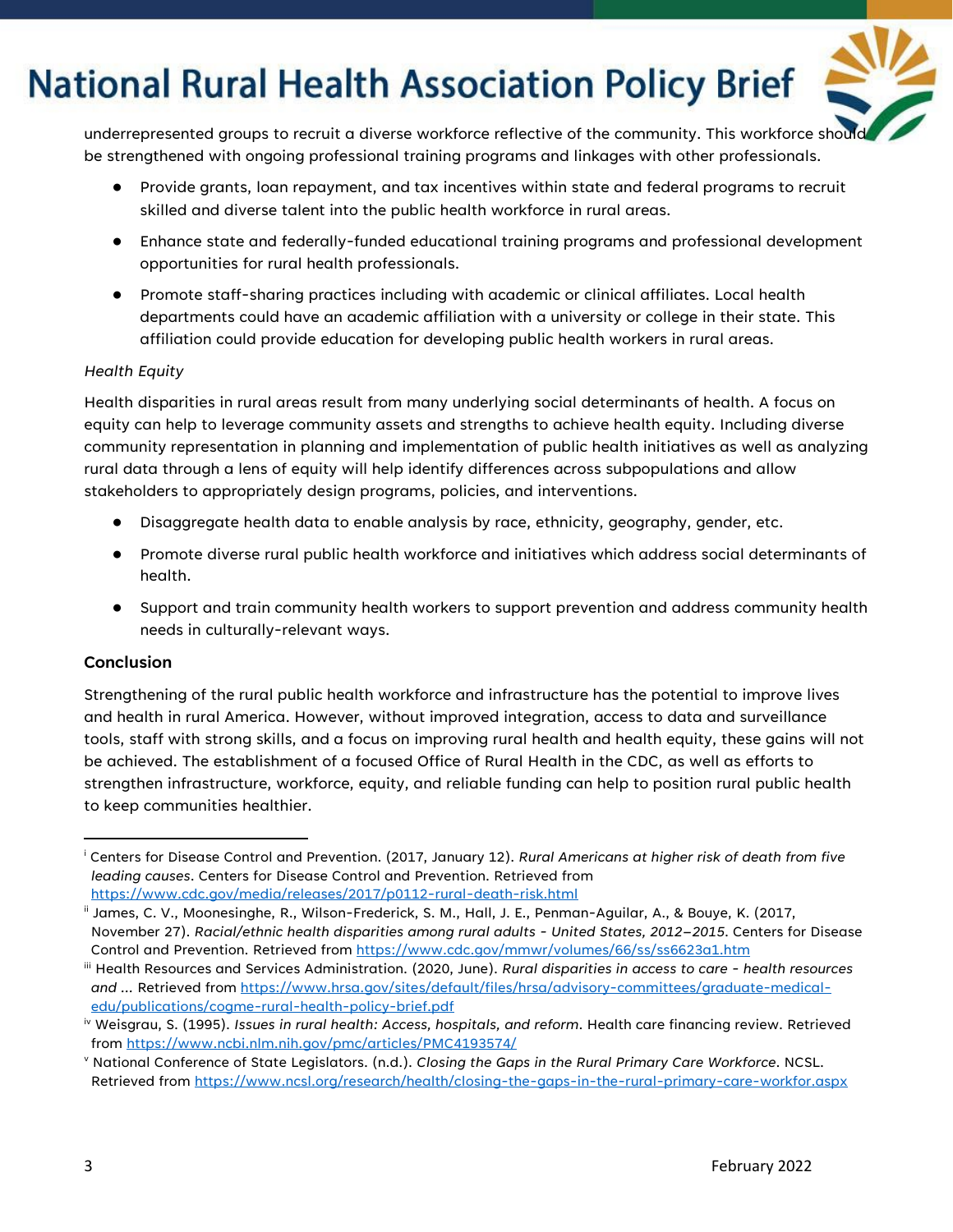underrepresented groups to recruit a diverse workforce reflective of the community. This workforce should be strengthened with ongoing professional training programs and linkages with other professionals.

- Provide grants, loan repayment, and tax incentives within state and federal programs to recruit skilled and diverse talent into the public health workforce in rural areas.
- Enhance state and federally-funded educational training programs and professional development opportunities for rural health professionals.
- Promote staff-sharing practices including with academic or clinical affiliates. Local health departments could have an academic affiliation with a university or college in their state. This affiliation could provide education for developing public health workers in rural areas.

*Health Equity*

Health disparities in rural areas result from many underlying social determinants of health. A focus on equity can help to leverage community assets and strengths to achieve health equity. Including diverse community representation in planning and implementation of public health initiatives as well as analyzing rural data through a lens of equity will help identify differences across subpopulations and allow stakeholders to appropriately design programs, policies, and interventions.

- Disaggregate health data to enable analysis by race, ethnicity, geography, gender, etc.
- Promote diverse rural public health workforce and initiatives which address social determinants of health.
- Support and train community health workers to support prevention and address community health needs in culturally-relevant ways.

**Conclusion**

Strengthening of the rural public health workforce and infrastructure has the potential to improve lives and health in rural America. However, without improved integration, access to data and surveillance tools, staff with strong skills, and a focus on improving rural health and health equity, these gains will not be achieved. The establishment of a focused Office of Rural Health in the CDC, as well as efforts to strengthen infrastructure, workforce, equity, and reliable funding can help to position rural public health to keep communities healthier.

---

[i] Centers for Disease Control and Prevention. (2017, January 12). *Rural Americans at higher risk of death from five leading causes*. Centers for Disease Control and Prevention. Retrieved from https://www.cdc.gov/media/releases/2017/p0112-rural-death-risk.html

[ii] James, C. V., Moonesinghe, R., Wilson-Frederick, S. M., Hall, J. E., Penman-Aguilar, A., & Bouye, K. (2017, November 27). *Racial/ethnic health disparities among rural adults - United States, 2012–2015*. Centers for Disease Control and Prevention. Retrieved from https://www.cdc.gov/mmwr/volumes/66/ss/ss6623a1.htm

[iii] Health Resources and Services Administration. (2020, June). *Rural disparities in access to care - health resources and ...* Retrieved from https://www.hrsa.gov/sites/default/files/hrsa/advisory-committees/graduate-medical-edu/publications/cogme-rural-health-policy-brief.pdf

[iv] Weisgrau, S. (1995). *Issues in rural health: Access, hospitals, and reform*. Health care financing review. Retrieved from https://www.ncbi.nlm.nih.gov/pmc/articles/PMC4193574/

[v] National Conference of State Legislators. (n.d.). *Closing the Gaps in the Rural Primary Care Workforce*. NCSL. Retrieved from https://www.ncsl.org/research/health/closing-the-gaps-in-the-rural-primary-care-workfor.aspx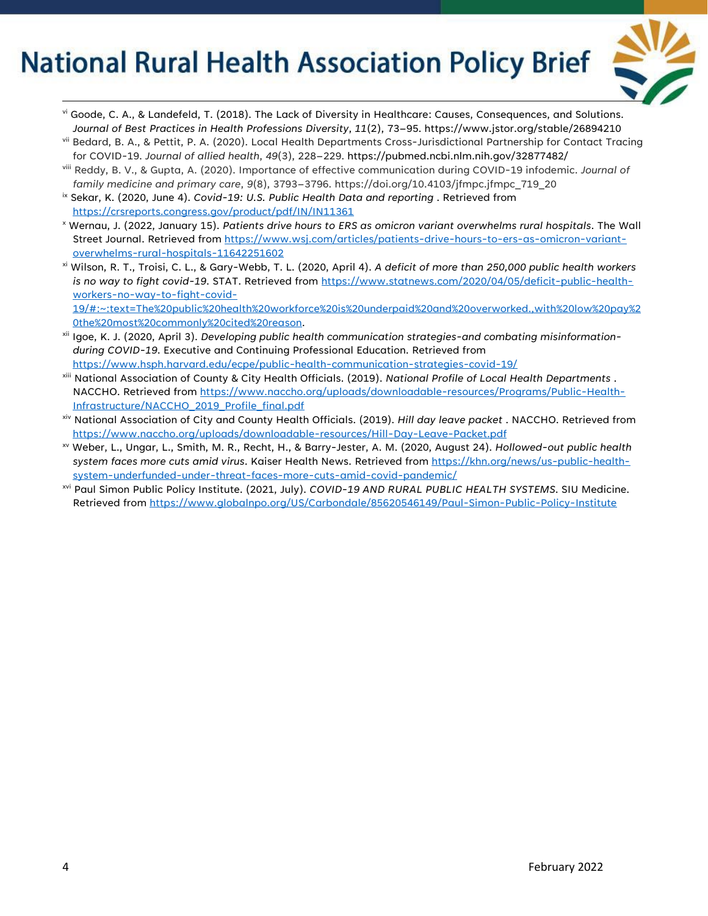[vi] Goode, C. A., & Landefeld, T. (2018). The Lack of Diversity in Healthcare: Causes, Consequences, and Solutions. *Journal of Best Practices in Health Professions Diversity*, *11*(2), 73–95. https://www.jstor.org/stable/26894210

[vii] Bedard, B. A., & Pettit, P. A. (2020). Local Health Departments Cross-Jurisdictional Partnership for Contact Tracing for COVID-19. *Journal of allied health*, *49*(3), 228–229. https://pubmed.ncbi.nlm.nih.gov/32877482/

[viii] Reddy, B. V., & Gupta, A. (2020). Importance of effective communication during COVID-19 infodemic. *Journal of family medicine and primary care*, *9*(8), 3793–3796. https://doi.org/10.4103/jfmpc.jfmpc_719_20

[ix] Sekar, K. (2020, June 4). *Covid-19: U.S. Public Health Data and reporting* . Retrieved from https://crsreports.congress.gov/product/pdf/IN/IN11361

[x] Wernau, J. (2022, January 15). *Patients drive hours to ERS as omicron variant overwhelms rural hospitals*. The Wall Street Journal. Retrieved from https://www.wsj.com/articles/patients-drive-hours-to-ers-as-omicron-variant-overwhelms-rural-hospitals-11642251602

[xi] Wilson, R. T., Troisi, C. L., & Gary-Webb, T. L. (2020, April 4). *A deficit of more than 250,000 public health workers is no way to fight covid-19*. STAT. Retrieved from https://www.statnews.com/2020/04/05/deficit-public-health-workers-no-way-to-fight-covid-19/#:~:text=The%20public%20health%20workforce%20is%20underpaid%20and%20overworked.,with%20low%20pay%20the%20most%20commonly%20cited%20reason.

[xii] Igoe, K. J. (2020, April 3). *Developing public health communication strategies-and combating misinformation-during COVID-19*. Executive and Continuing Professional Education. Retrieved from https://www.hsph.harvard.edu/ecpe/public-health-communication-strategies-covid-19/

[xiii] National Association of County & City Health Officials. (2019). *National Profile of Local Health Departments* . NACCHO. Retrieved from https://www.naccho.org/uploads/downloadable-resources/Programs/Public-Health-Infrastructure/NACCHO_2019_Profile_final.pdf

[xiv] National Association of City and County Health Officials. (2019). *Hill day leave packet* . NACCHO. Retrieved from https://www.naccho.org/uploads/downloadable-resources/Hill-Day-Leave-Packet.pdf

[xv] Weber, L., Ungar, L., Smith, M. R., Recht, H., & Barry-Jester, A. M. (2020, August 24). *Hollowed-out public health system faces more cuts amid virus*. Kaiser Health News. Retrieved from https://khn.org/news/us-public-health-system-underfunded-under-threat-faces-more-cuts-amid-covid-pandemic/

[xvi] Paul Simon Public Policy Institute. (2021, July). *COVID-19 AND RURAL PUBLIC HEALTH SYSTEMS*. SIU Medicine. Retrieved from https://www.globalnpo.org/US/Carbondale/85620546149/Paul-Simon-Public-Policy-Institute